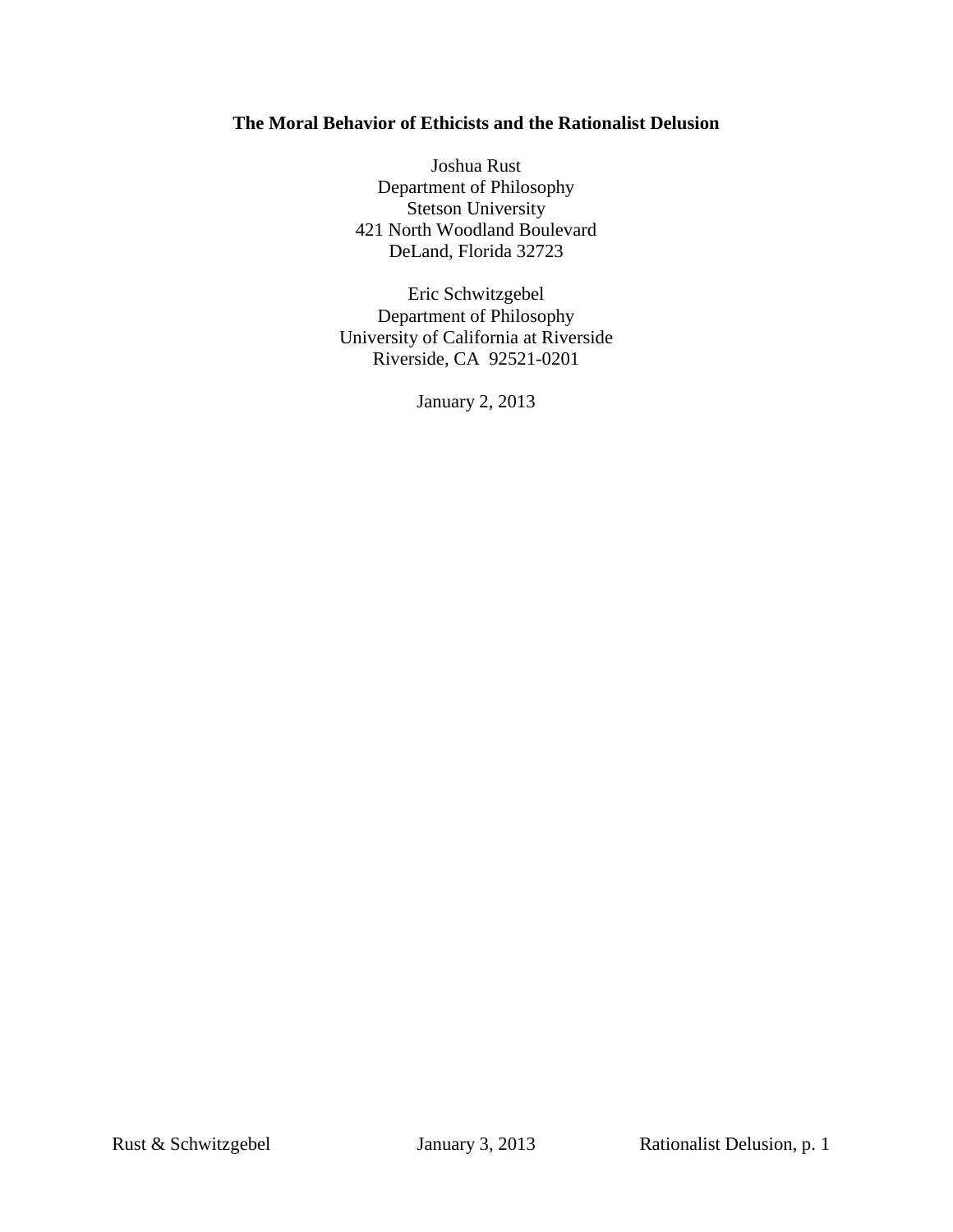**The Moral Behavior of Ethicists and the Rationalist Delusion**

Joshua Rust
Department of Philosophy
Stetson University
421 North Woodland Boulevard
DeLand, Florida 32723

Eric Schwitzgebel
Department of Philosophy
University of California at Riverside
Riverside, CA 92521-0201

January 2, 2013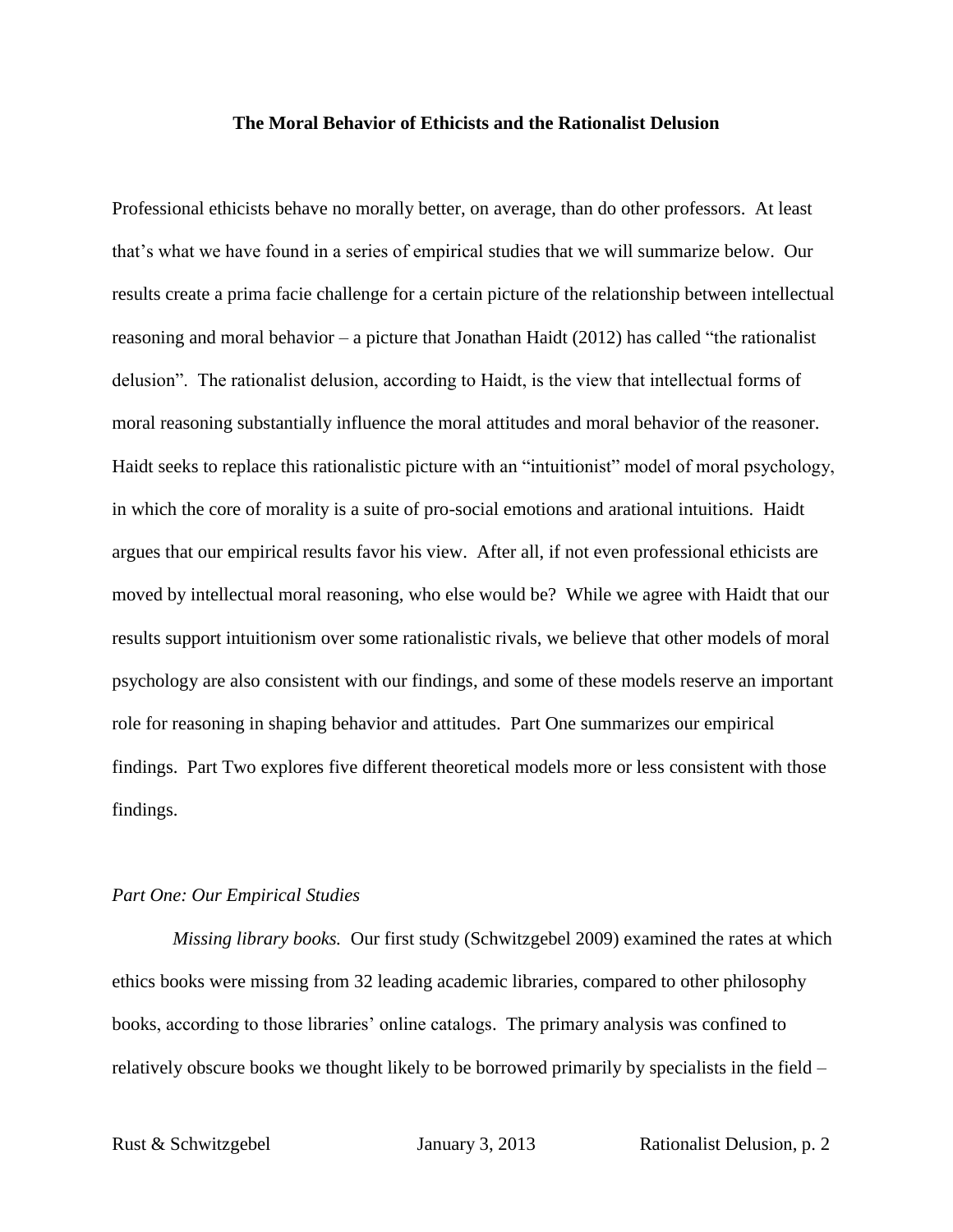**The Moral Behavior of Ethicists and the Rationalist Delusion**

Professional ethicists behave no morally better, on average, than do other professors. At least that's what we have found in a series of empirical studies that we will summarize below. Our results create a prima facie challenge for a certain picture of the relationship between intellectual reasoning and moral behavior – a picture that Jonathan Haidt (2012) has called "the rationalist delusion". The rationalist delusion, according to Haidt, is the view that intellectual forms of moral reasoning substantially influence the moral attitudes and moral behavior of the reasoner. Haidt seeks to replace this rationalistic picture with an "intuitionist" model of moral psychology, in which the core of morality is a suite of pro-social emotions and arational intuitions. Haidt argues that our empirical results favor his view. After all, if not even professional ethicists are moved by intellectual moral reasoning, who else would be? While we agree with Haidt that our results support intuitionism over some rationalistic rivals, we believe that other models of moral psychology are also consistent with our findings, and some of these models reserve an important role for reasoning in shaping behavior and attitudes. Part One summarizes our empirical findings. Part Two explores five different theoretical models more or less consistent with those findings.

*Part One: Our Empirical Studies*

*Missing library books.* Our first study (Schwitzgebel 2009) examined the rates at which ethics books were missing from 32 leading academic libraries, compared to other philosophy books, according to those libraries' online catalogs. The primary analysis was confined to relatively obscure books we thought likely to be borrowed primarily by specialists in the field –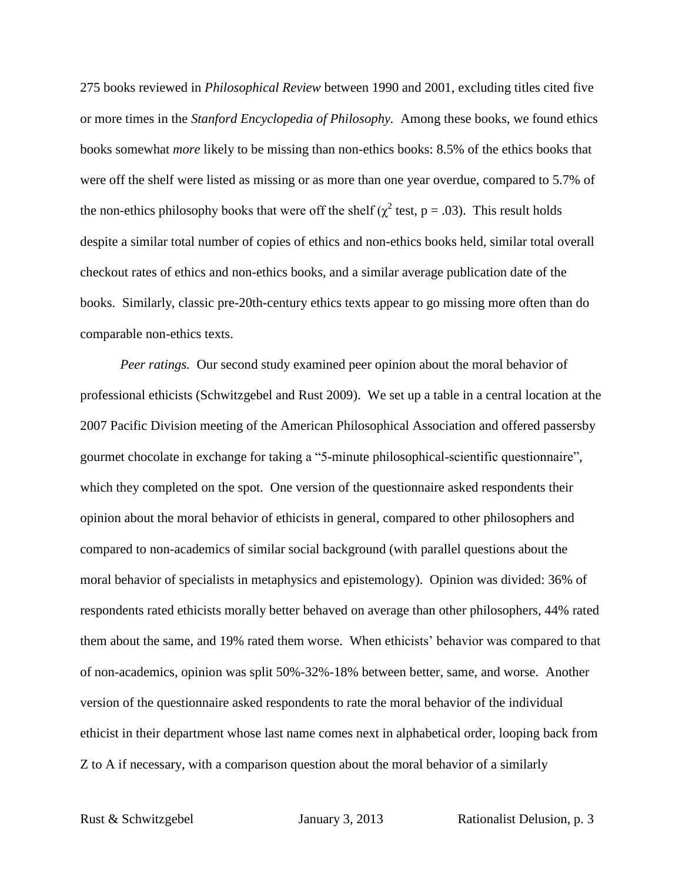275 books reviewed in *Philosophical Review* between 1990 and 2001, excluding titles cited five or more times in the *Stanford Encyclopedia of Philosophy.* Among these books, we found ethics books somewhat *more* likely to be missing than non-ethics books: 8.5% of the ethics books that were off the shelf were listed as missing or as more than one year overdue, compared to 5.7% of the non-ethics philosophy books that were off the shelf ($\chi^2$ test, $p = .03$). This result holds despite a similar total number of copies of ethics and non-ethics books held, similar total overall checkout rates of ethics and non-ethics books, and a similar average publication date of the books. Similarly, classic pre-20th-century ethics texts appear to go missing more often than do comparable non-ethics texts.

*Peer ratings.* Our second study examined peer opinion about the moral behavior of professional ethicists (Schwitzgebel and Rust 2009). We set up a table in a central location at the 2007 Pacific Division meeting of the American Philosophical Association and offered passersby gourmet chocolate in exchange for taking a "5-minute philosophical-scientific questionnaire", which they completed on the spot. One version of the questionnaire asked respondents their opinion about the moral behavior of ethicists in general, compared to other philosophers and compared to non-academics of similar social background (with parallel questions about the moral behavior of specialists in metaphysics and epistemology). Opinion was divided: 36% of respondents rated ethicists morally better behaved on average than other philosophers, 44% rated them about the same, and 19% rated them worse. When ethicists' behavior was compared to that of non-academics, opinion was split 50%-32%-18% between better, same, and worse. Another version of the questionnaire asked respondents to rate the moral behavior of the individual ethicist in their department whose last name comes next in alphabetical order, looping back from Z to A if necessary, with a comparison question about the moral behavior of a similarly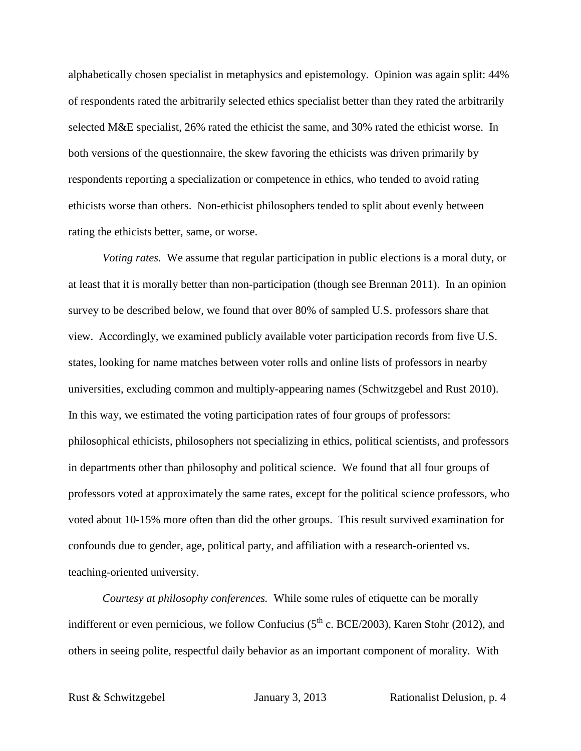alphabetically chosen specialist in metaphysics and epistemology. Opinion was again split: 44% of respondents rated the arbitrarily selected ethics specialist better than they rated the arbitrarily selected M&E specialist, 26% rated the ethicist the same, and 30% rated the ethicist worse. In both versions of the questionnaire, the skew favoring the ethicists was driven primarily by respondents reporting a specialization or competence in ethics, who tended to avoid rating ethicists worse than others. Non-ethicist philosophers tended to split about evenly between rating the ethicists better, same, or worse.

*Voting rates.* We assume that regular participation in public elections is a moral duty, or at least that it is morally better than non-participation (though see Brennan 2011). In an opinion survey to be described below, we found that over 80% of sampled U.S. professors share that view. Accordingly, we examined publicly available voter participation records from five U.S. states, looking for name matches between voter rolls and online lists of professors in nearby universities, excluding common and multiply-appearing names (Schwitzgebel and Rust 2010). In this way, we estimated the voting participation rates of four groups of professors: philosophical ethicists, philosophers not specializing in ethics, political scientists, and professors in departments other than philosophy and political science. We found that all four groups of professors voted at approximately the same rates, except for the political science professors, who voted about 10-15% more often than did the other groups. This result survived examination for confounds due to gender, age, political party, and affiliation with a research-oriented vs. teaching-oriented university.

*Courtesy at philosophy conferences.* While some rules of etiquette can be morally indifferent or even pernicious, we follow Confucius (5th c. BCE/2003), Karen Stohr (2012), and others in seeing polite, respectful daily behavior as an important component of morality. With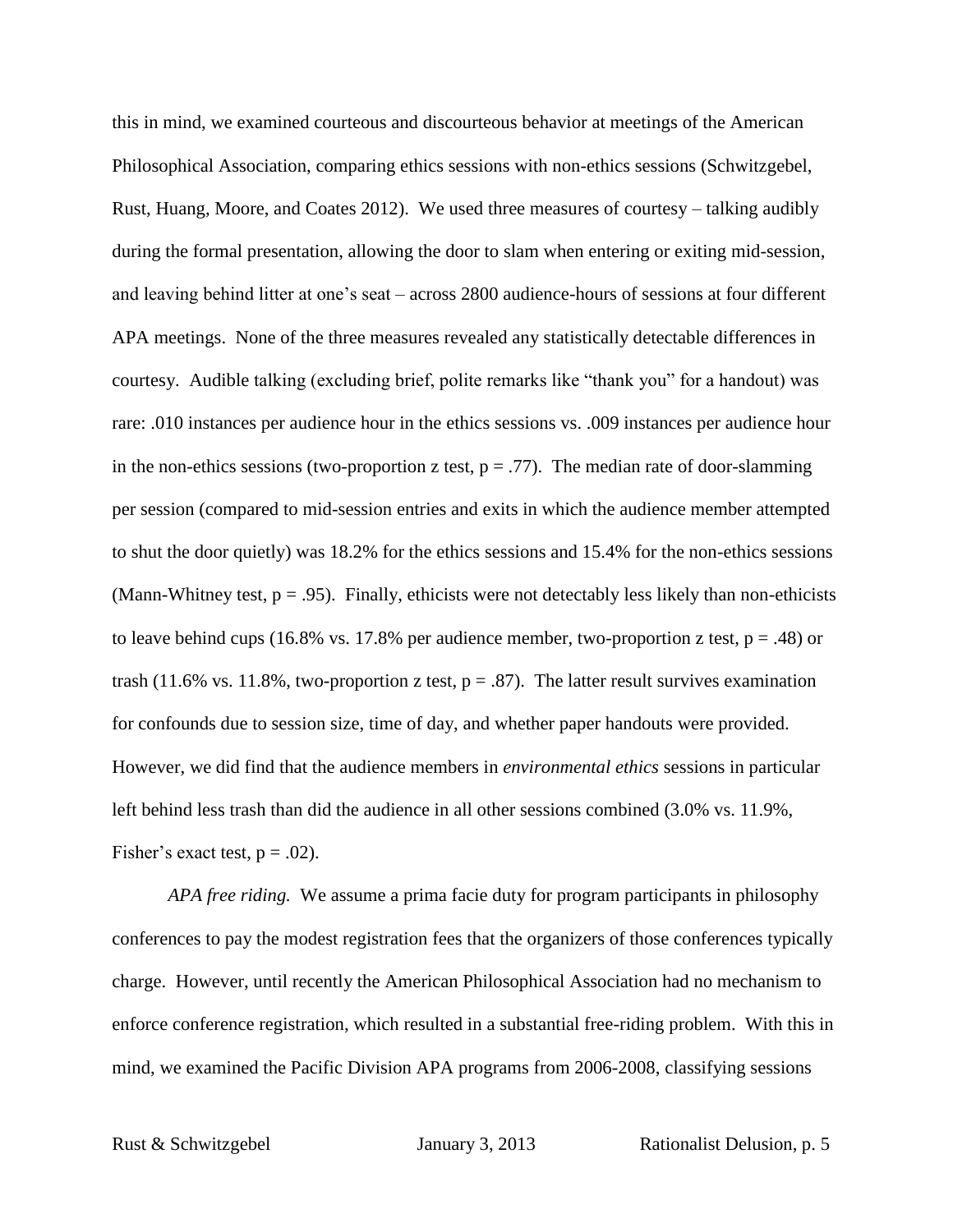this in mind, we examined courteous and discourteous behavior at meetings of the American Philosophical Association, comparing ethics sessions with non-ethics sessions (Schwitzgebel, Rust, Huang, Moore, and Coates 2012). We used three measures of courtesy – talking audibly during the formal presentation, allowing the door to slam when entering or exiting mid-session, and leaving behind litter at one's seat – across 2800 audience-hours of sessions at four different APA meetings. None of the three measures revealed any statistically detectable differences in courtesy. Audible talking (excluding brief, polite remarks like "thank you" for a handout) was rare: .010 instances per audience hour in the ethics sessions vs. .009 instances per audience hour in the non-ethics sessions (two-proportion z test, $p = .77$). The median rate of door-slamming per session (compared to mid-session entries and exits in which the audience member attempted to shut the door quietly) was 18.2% for the ethics sessions and 15.4% for the non-ethics sessions (Mann-Whitney test, $p = .95$). Finally, ethicists were not detectably less likely than non-ethicists to leave behind cups (16.8% vs. 17.8% per audience member, two-proportion z test, $p = .48$) or trash (11.6% vs. 11.8%, two-proportion z test, $p = .87$). The latter result survives examination for confounds due to session size, time of day, and whether paper handouts were provided. However, we did find that the audience members in *environmental ethics* sessions in particular left behind less trash than did the audience in all other sessions combined (3.0% vs. 11.9%, Fisher's exact test, $p = .02$).

*APA free riding.* We assume a prima facie duty for program participants in philosophy conferences to pay the modest registration fees that the organizers of those conferences typically charge. However, until recently the American Philosophical Association had no mechanism to enforce conference registration, which resulted in a substantial free-riding problem. With this in mind, we examined the Pacific Division APA programs from 2006-2008, classifying sessions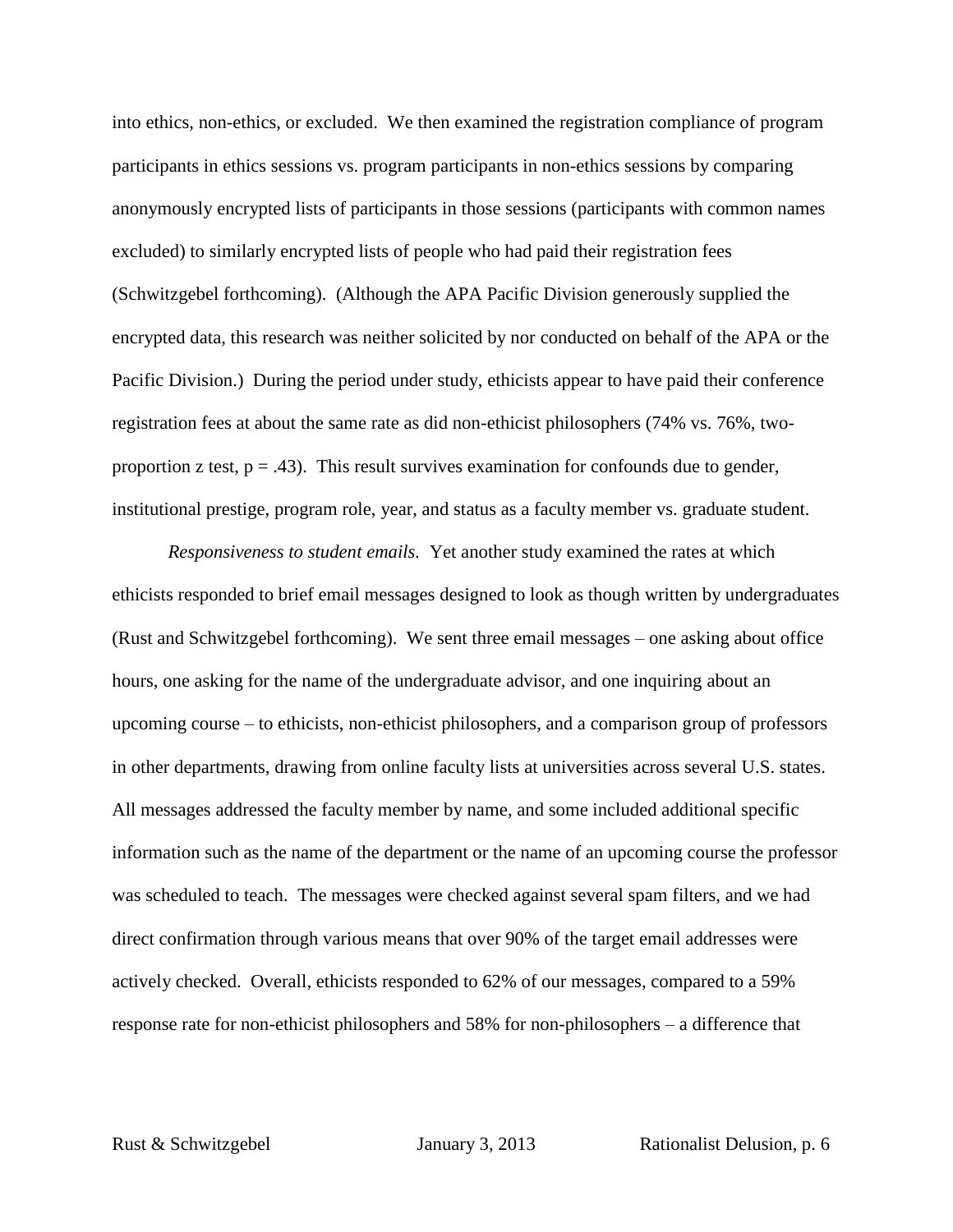into ethics, non-ethics, or excluded. We then examined the registration compliance of program participants in ethics sessions vs. program participants in non-ethics sessions by comparing anonymously encrypted lists of participants in those sessions (participants with common names excluded) to similarly encrypted lists of people who had paid their registration fees (Schwitzgebel forthcoming). (Although the APA Pacific Division generously supplied the encrypted data, this research was neither solicited by nor conducted on behalf of the APA or the Pacific Division.) During the period under study, ethicists appear to have paid their conference registration fees at about the same rate as did non-ethicist philosophers (74% vs. 76%, two-proportion z test, $p = .43$). This result survives examination for confounds due to gender, institutional prestige, program role, year, and status as a faculty member vs. graduate student.

*Responsiveness to student emails.* Yet another study examined the rates at which ethicists responded to brief email messages designed to look as though written by undergraduates (Rust and Schwitzgebel forthcoming). We sent three email messages – one asking about office hours, one asking for the name of the undergraduate advisor, and one inquiring about an upcoming course – to ethicists, non-ethicist philosophers, and a comparison group of professors in other departments, drawing from online faculty lists at universities across several U.S. states. All messages addressed the faculty member by name, and some included additional specific information such as the name of the department or the name of an upcoming course the professor was scheduled to teach. The messages were checked against several spam filters, and we had direct confirmation through various means that over 90% of the target email addresses were actively checked. Overall, ethicists responded to 62% of our messages, compared to a 59% response rate for non-ethicist philosophers and 58% for non-philosophers – a difference that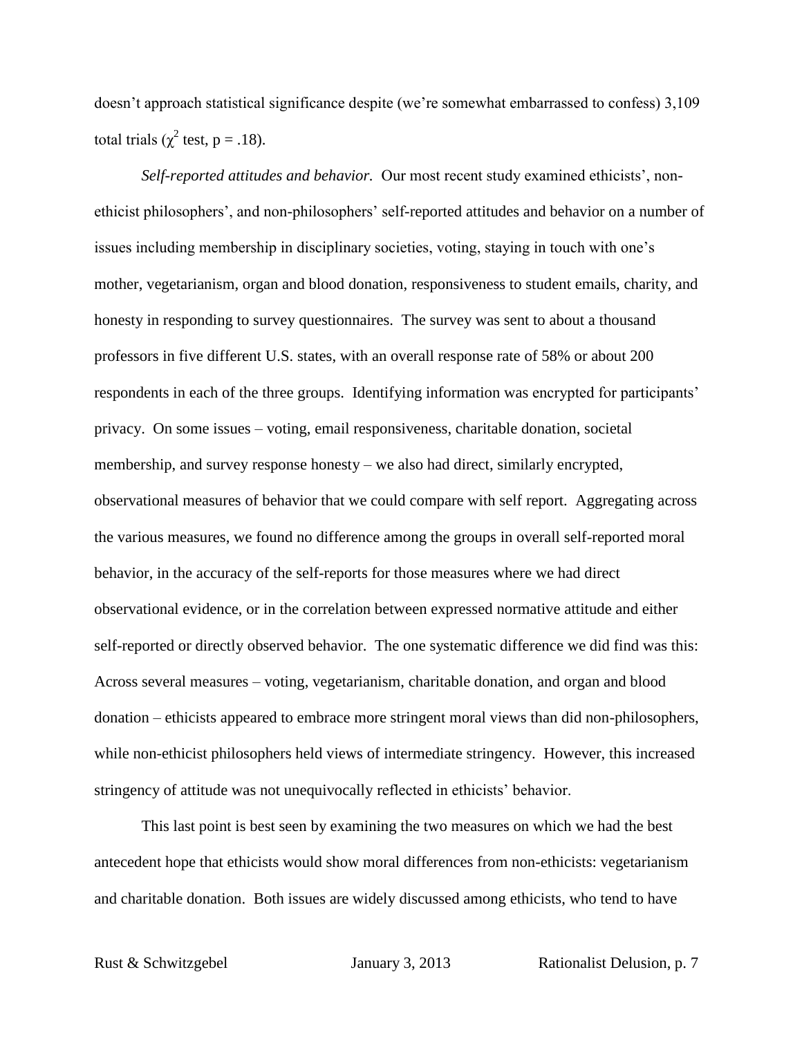doesn't approach statistical significance despite (we're somewhat embarrassed to confess) 3,109 total trials ($\chi^2$ test, $p = .18$).

*Self-reported attitudes and behavior.* Our most recent study examined ethicists', non-ethicist philosophers', and non-philosophers' self-reported attitudes and behavior on a number of issues including membership in disciplinary societies, voting, staying in touch with one's mother, vegetarianism, organ and blood donation, responsiveness to student emails, charity, and honesty in responding to survey questionnaires. The survey was sent to about a thousand professors in five different U.S. states, with an overall response rate of 58% or about 200 respondents in each of the three groups. Identifying information was encrypted for participants' privacy. On some issues – voting, email responsiveness, charitable donation, societal membership, and survey response honesty – we also had direct, similarly encrypted, observational measures of behavior that we could compare with self report. Aggregating across the various measures, we found no difference among the groups in overall self-reported moral behavior, in the accuracy of the self-reports for those measures where we had direct observational evidence, or in the correlation between expressed normative attitude and either self-reported or directly observed behavior. The one systematic difference we did find was this: Across several measures – voting, vegetarianism, charitable donation, and organ and blood donation – ethicists appeared to embrace more stringent moral views than did non-philosophers, while non-ethicist philosophers held views of intermediate stringency. However, this increased stringency of attitude was not unequivocally reflected in ethicists' behavior.

This last point is best seen by examining the two measures on which we had the best antecedent hope that ethicists would show moral differences from non-ethicists: vegetarianism and charitable donation. Both issues are widely discussed among ethicists, who tend to have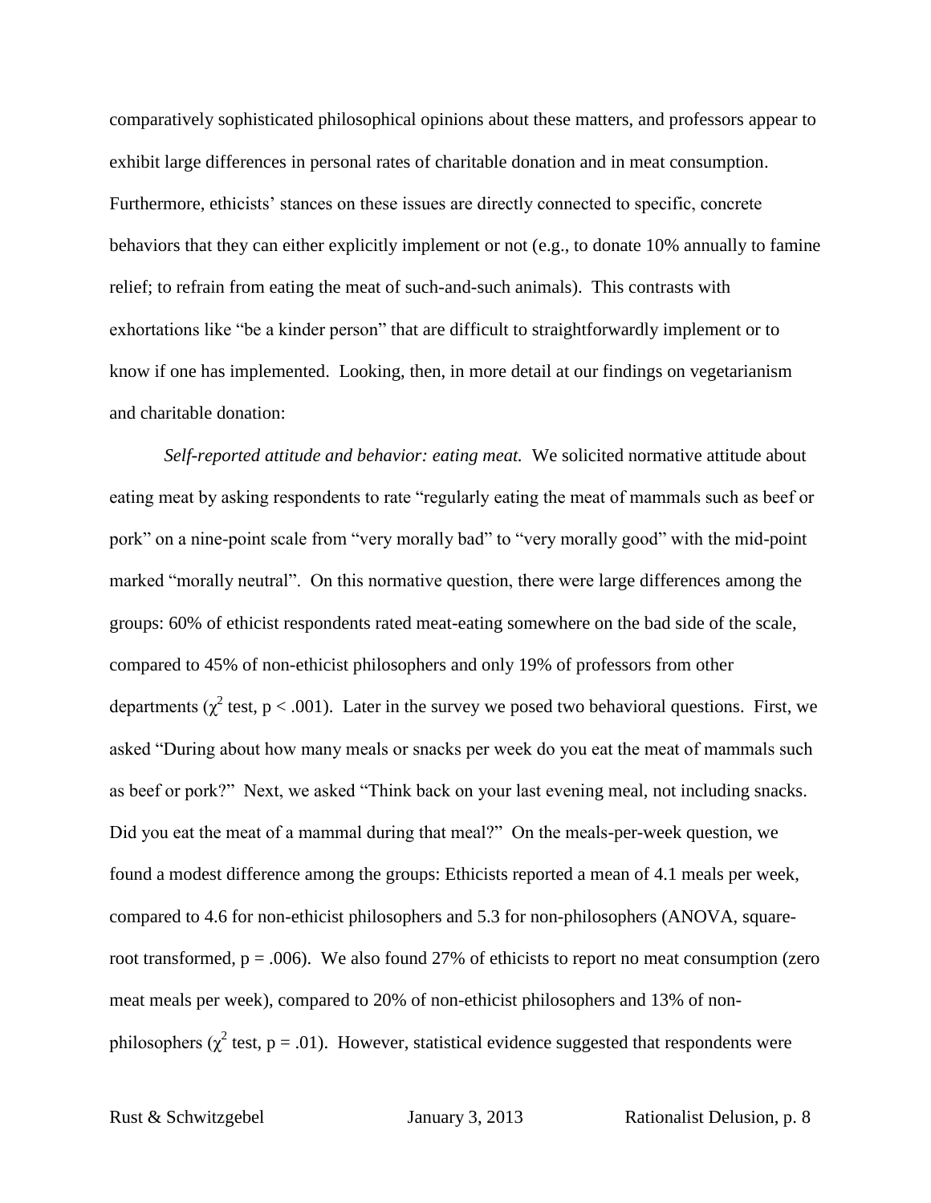comparatively sophisticated philosophical opinions about these matters, and professors appear to exhibit large differences in personal rates of charitable donation and in meat consumption. Furthermore, ethicists' stances on these issues are directly connected to specific, concrete behaviors that they can either explicitly implement or not (e.g., to donate 10% annually to famine relief; to refrain from eating the meat of such-and-such animals). This contrasts with exhortations like "be a kinder person" that are difficult to straightforwardly implement or to know if one has implemented. Looking, then, in more detail at our findings on vegetarianism and charitable donation:

*Self-reported attitude and behavior: eating meat.* We solicited normative attitude about eating meat by asking respondents to rate "regularly eating the meat of mammals such as beef or pork" on a nine-point scale from "very morally bad" to "very morally good" with the mid-point marked "morally neutral". On this normative question, there were large differences among the groups: 60% of ethicist respondents rated meat-eating somewhere on the bad side of the scale, compared to 45% of non-ethicist philosophers and only 19% of professors from other departments ($\chi^2$ test, $p < .001$). Later in the survey we posed two behavioral questions. First, we asked "During about how many meals or snacks per week do you eat the meat of mammals such as beef or pork?" Next, we asked "Think back on your last evening meal, not including snacks. Did you eat the meat of a mammal during that meal?" On the meals-per-week question, we found a modest difference among the groups: Ethicists reported a mean of 4.1 meals per week, compared to 4.6 for non-ethicist philosophers and 5.3 for non-philosophers (ANOVA, square-root transformed, $p = .006$). We also found 27% of ethicists to report no meat consumption (zero meat meals per week), compared to 20% of non-ethicist philosophers and 13% of non-philosophers ($\chi^2$ test, $p = .01$). However, statistical evidence suggested that respondents were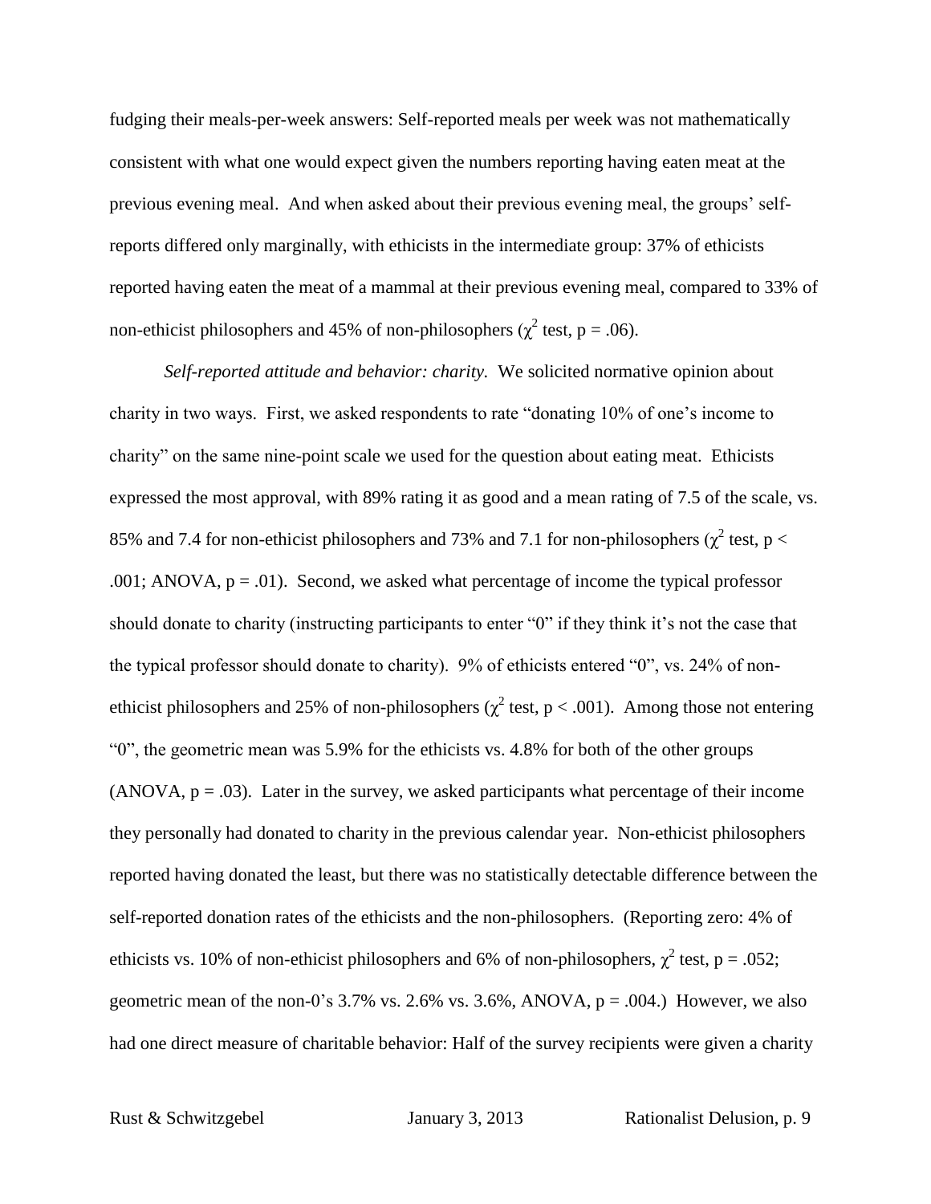fudging their meals-per-week answers: Self-reported meals per week was not mathematically consistent with what one would expect given the numbers reporting having eaten meat at the previous evening meal. And when asked about their previous evening meal, the groups' self-reports differed only marginally, with ethicists in the intermediate group: 37% of ethicists reported having eaten the meat of a mammal at their previous evening meal, compared to 33% of non-ethicist philosophers and 45% of non-philosophers ($\chi^2$ test, $p = .06$).

*Self-reported attitude and behavior: charity.* We solicited normative opinion about charity in two ways. First, we asked respondents to rate "donating 10% of one's income to charity" on the same nine-point scale we used for the question about eating meat. Ethicists expressed the most approval, with 89% rating it as good and a mean rating of 7.5 of the scale, vs. 85% and 7.4 for non-ethicist philosophers and 73% and 7.1 for non-philosophers ($\chi^2$ test, $p < .001$; ANOVA, $p = .01$). Second, we asked what percentage of income the typical professor should donate to charity (instructing participants to enter "0" if they think it's not the case that the typical professor should donate to charity). 9% of ethicists entered "0", vs. 24% of non-ethicist philosophers and 25% of non-philosophers ($\chi^2$ test, $p < .001$). Among those not entering "0", the geometric mean was 5.9% for the ethicists vs. 4.8% for both of the other groups (ANOVA, $p = .03$). Later in the survey, we asked participants what percentage of their income they personally had donated to charity in the previous calendar year. Non-ethicist philosophers reported having donated the least, but there was no statistically detectable difference between the self-reported donation rates of the ethicists and the non-philosophers. (Reporting zero: 4% of ethicists vs. 10% of non-ethicist philosophers and 6% of non-philosophers, $\chi^2$ test, $p = .052$; geometric mean of the non-0's 3.7% vs. 2.6% vs. 3.6%, ANOVA, $p = .004$.) However, we also had one direct measure of charitable behavior: Half of the survey recipients were given a charity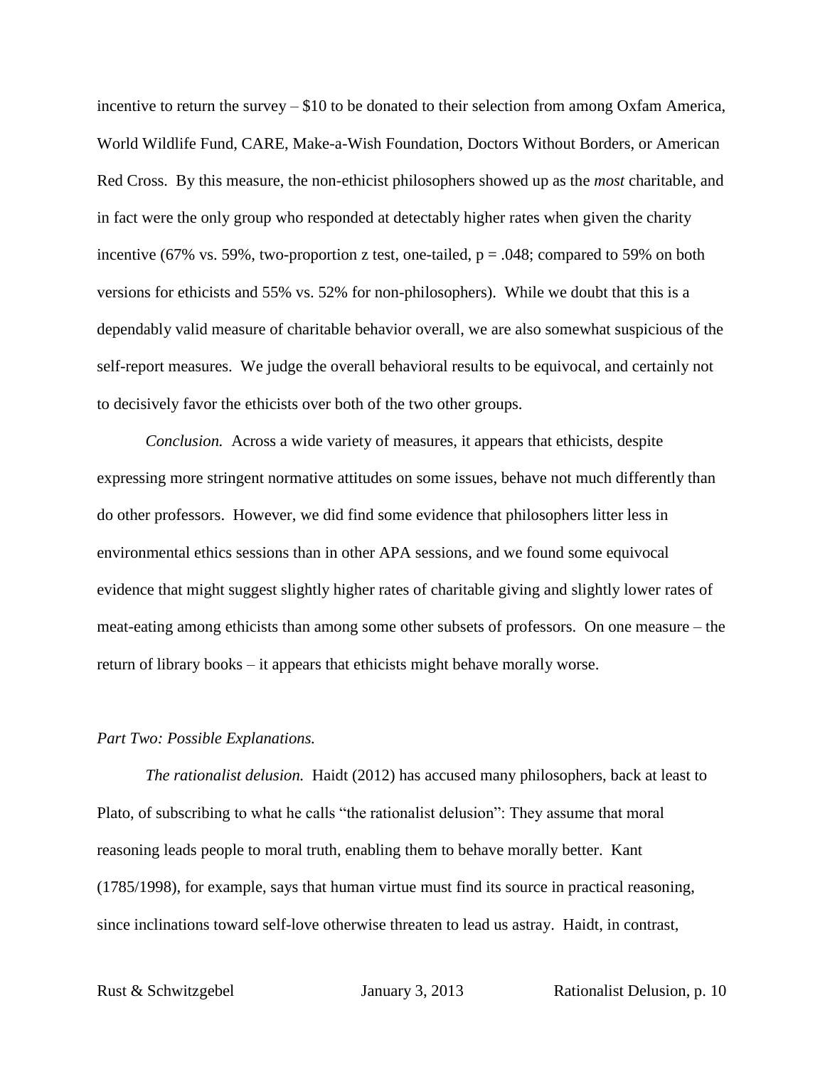incentive to return the survey – \$10 to be donated to their selection from among Oxfam America, World Wildlife Fund, CARE, Make-a-Wish Foundation, Doctors Without Borders, or American Red Cross. By this measure, the non-ethicist philosophers showed up as the *most* charitable, and in fact were the only group who responded at detectably higher rates when given the charity incentive (67% vs. 59%, two-proportion z test, one-tailed, $p = .048$; compared to 59% on both versions for ethicists and 55% vs. 52% for non-philosophers). While we doubt that this is a dependably valid measure of charitable behavior overall, we are also somewhat suspicious of the self-report measures. We judge the overall behavioral results to be equivocal, and certainly not to decisively favor the ethicists over both of the two other groups.

*Conclusion.* Across a wide variety of measures, it appears that ethicists, despite expressing more stringent normative attitudes on some issues, behave not much differently than do other professors. However, we did find some evidence that philosophers litter less in environmental ethics sessions than in other APA sessions, and we found some equivocal evidence that might suggest slightly higher rates of charitable giving and slightly lower rates of meat-eating among ethicists than among some other subsets of professors. On one measure – the return of library books – it appears that ethicists might behave morally worse.

## *Part Two: Possible Explanations.*

*The rationalist delusion.* Haidt (2012) has accused many philosophers, back at least to Plato, of subscribing to what he calls "the rationalist delusion": They assume that moral reasoning leads people to moral truth, enabling them to behave morally better. Kant (1785/1998), for example, says that human virtue must find its source in practical reasoning, since inclinations toward self-love otherwise threaten to lead us astray. Haidt, in contrast,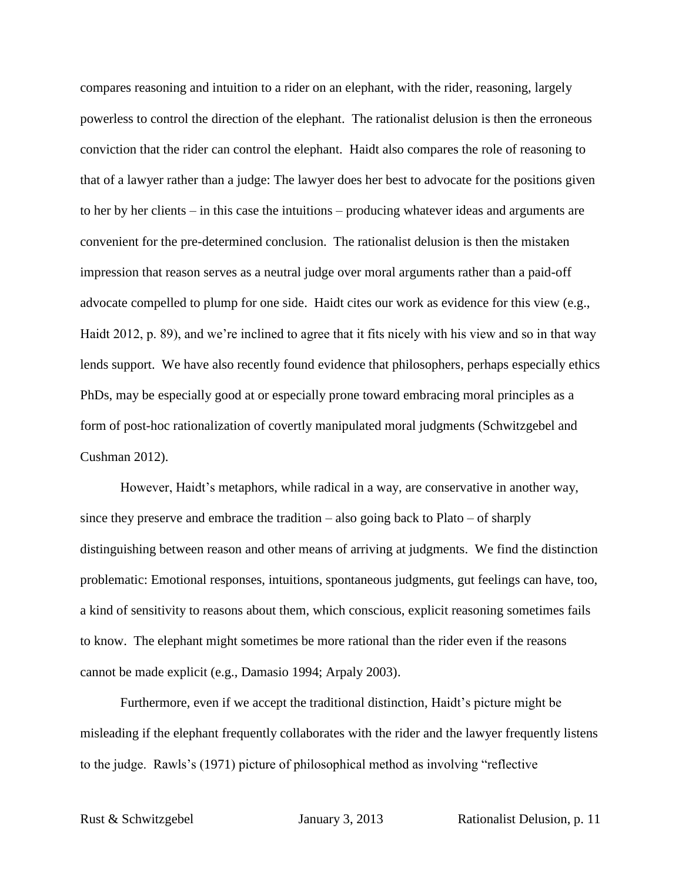compares reasoning and intuition to a rider on an elephant, with the rider, reasoning, largely powerless to control the direction of the elephant. The rationalist delusion is then the erroneous conviction that the rider can control the elephant. Haidt also compares the role of reasoning to that of a lawyer rather than a judge: The lawyer does her best to advocate for the positions given to her by her clients – in this case the intuitions – producing whatever ideas and arguments are convenient for the pre-determined conclusion. The rationalist delusion is then the mistaken impression that reason serves as a neutral judge over moral arguments rather than a paid-off advocate compelled to plump for one side. Haidt cites our work as evidence for this view (e.g., Haidt 2012, p. 89), and we're inclined to agree that it fits nicely with his view and so in that way lends support. We have also recently found evidence that philosophers, perhaps especially ethics PhDs, may be especially good at or especially prone toward embracing moral principles as a form of post-hoc rationalization of covertly manipulated moral judgments (Schwitzgebel and Cushman 2012).

However, Haidt's metaphors, while radical in a way, are conservative in another way, since they preserve and embrace the tradition – also going back to Plato – of sharply distinguishing between reason and other means of arriving at judgments. We find the distinction problematic: Emotional responses, intuitions, spontaneous judgments, gut feelings can have, too, a kind of sensitivity to reasons about them, which conscious, explicit reasoning sometimes fails to know. The elephant might sometimes be more rational than the rider even if the reasons cannot be made explicit (e.g., Damasio 1994; Arpaly 2003).

Furthermore, even if we accept the traditional distinction, Haidt's picture might be misleading if the elephant frequently collaborates with the rider and the lawyer frequently listens to the judge. Rawls's (1971) picture of philosophical method as involving "reflective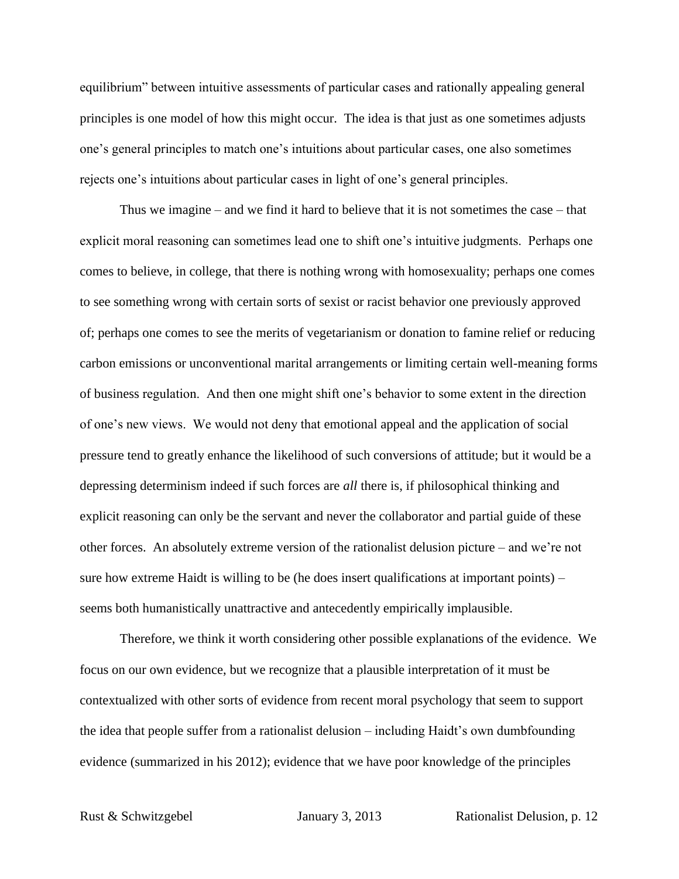equilibrium" between intuitive assessments of particular cases and rationally appealing general principles is one model of how this might occur. The idea is that just as one sometimes adjusts one's general principles to match one's intuitions about particular cases, one also sometimes rejects one's intuitions about particular cases in light of one's general principles.

Thus we imagine – and we find it hard to believe that it is not sometimes the case – that explicit moral reasoning can sometimes lead one to shift one's intuitive judgments. Perhaps one comes to believe, in college, that there is nothing wrong with homosexuality; perhaps one comes to see something wrong with certain sorts of sexist or racist behavior one previously approved of; perhaps one comes to see the merits of vegetarianism or donation to famine relief or reducing carbon emissions or unconventional marital arrangements or limiting certain well-meaning forms of business regulation. And then one might shift one's behavior to some extent in the direction of one's new views. We would not deny that emotional appeal and the application of social pressure tend to greatly enhance the likelihood of such conversions of attitude; but it would be a depressing determinism indeed if such forces are *all* there is, if philosophical thinking and explicit reasoning can only be the servant and never the collaborator and partial guide of these other forces. An absolutely extreme version of the rationalist delusion picture – and we're not sure how extreme Haidt is willing to be (he does insert qualifications at important points) – seems both humanistically unattractive and antecedently empirically implausible.

Therefore, we think it worth considering other possible explanations of the evidence. We focus on our own evidence, but we recognize that a plausible interpretation of it must be contextualized with other sorts of evidence from recent moral psychology that seem to support the idea that people suffer from a rationalist delusion – including Haidt's own dumbfounding evidence (summarized in his 2012); evidence that we have poor knowledge of the principles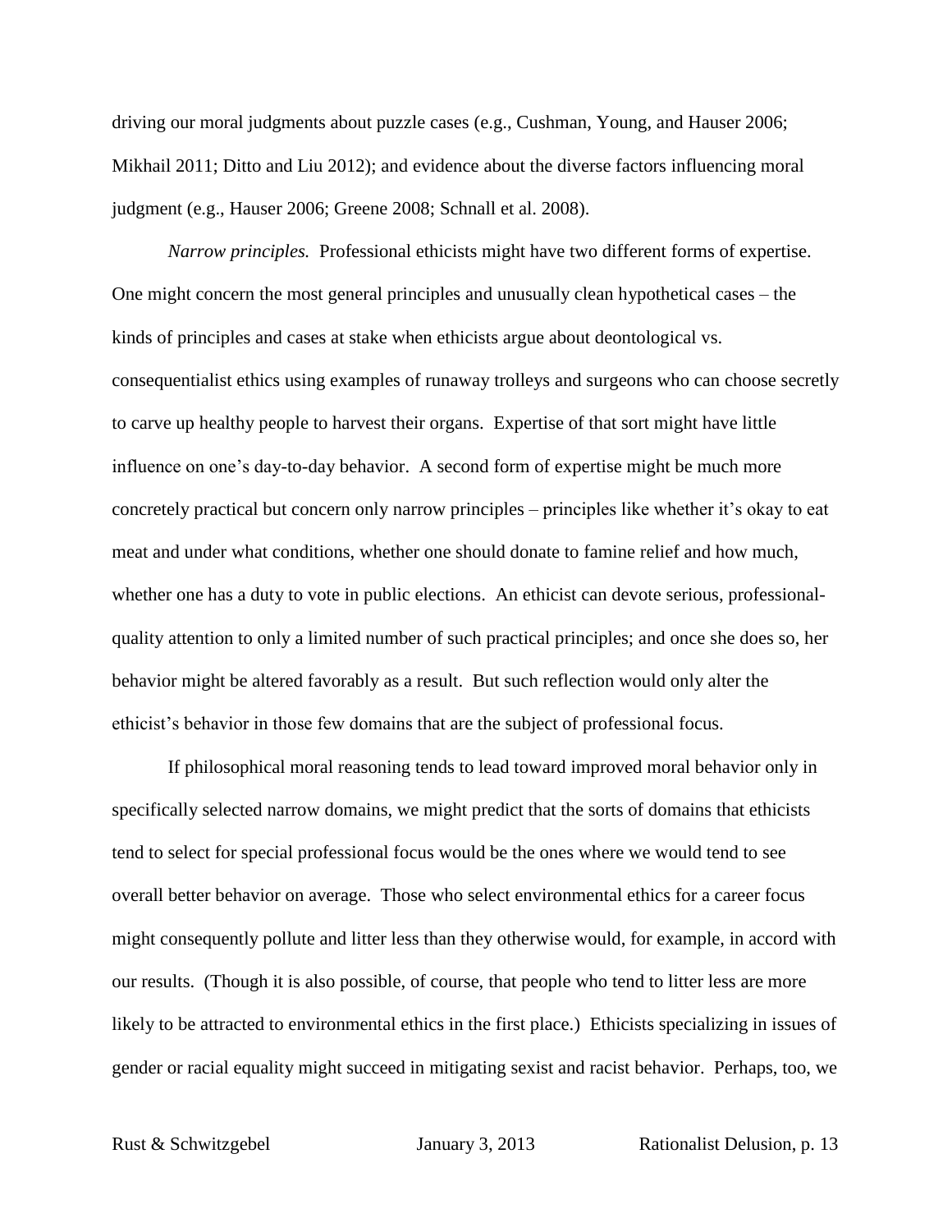driving our moral judgments about puzzle cases (e.g., Cushman, Young, and Hauser 2006; Mikhail 2011; Ditto and Liu 2012); and evidence about the diverse factors influencing moral judgment (e.g., Hauser 2006; Greene 2008; Schnall et al. 2008).

*Narrow principles.* Professional ethicists might have two different forms of expertise. One might concern the most general principles and unusually clean hypothetical cases – the kinds of principles and cases at stake when ethicists argue about deontological vs. consequentialist ethics using examples of runaway trolleys and surgeons who can choose secretly to carve up healthy people to harvest their organs. Expertise of that sort might have little influence on one's day-to-day behavior. A second form of expertise might be much more concretely practical but concern only narrow principles – principles like whether it's okay to eat meat and under what conditions, whether one should donate to famine relief and how much, whether one has a duty to vote in public elections. An ethicist can devote serious, professional-quality attention to only a limited number of such practical principles; and once she does so, her behavior might be altered favorably as a result. But such reflection would only alter the ethicist's behavior in those few domains that are the subject of professional focus.

If philosophical moral reasoning tends to lead toward improved moral behavior only in specifically selected narrow domains, we might predict that the sorts of domains that ethicists tend to select for special professional focus would be the ones where we would tend to see overall better behavior on average. Those who select environmental ethics for a career focus might consequently pollute and litter less than they otherwise would, for example, in accord with our results. (Though it is also possible, of course, that people who tend to litter less are more likely to be attracted to environmental ethics in the first place.) Ethicists specializing in issues of gender or racial equality might succeed in mitigating sexist and racist behavior. Perhaps, too, we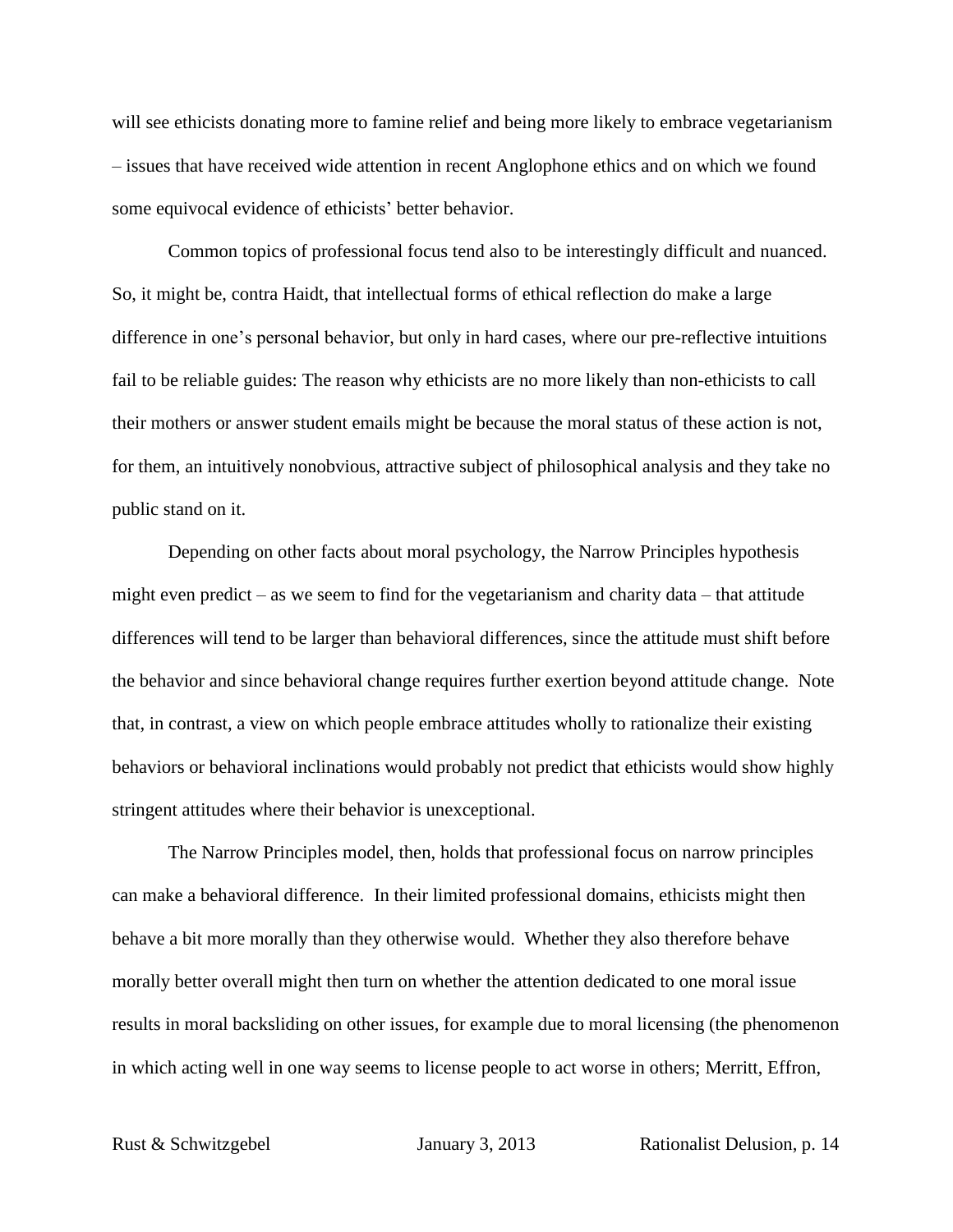will see ethicists donating more to famine relief and being more likely to embrace vegetarianism – issues that have received wide attention in recent Anglophone ethics and on which we found some equivocal evidence of ethicists' better behavior.

Common topics of professional focus tend also to be interestingly difficult and nuanced. So, it might be, contra Haidt, that intellectual forms of ethical reflection do make a large difference in one's personal behavior, but only in hard cases, where our pre-reflective intuitions fail to be reliable guides: The reason why ethicists are no more likely than non-ethicists to call their mothers or answer student emails might be because the moral status of these action is not, for them, an intuitively nonobvious, attractive subject of philosophical analysis and they take no public stand on it.

Depending on other facts about moral psychology, the Narrow Principles hypothesis might even predict – as we seem to find for the vegetarianism and charity data – that attitude differences will tend to be larger than behavioral differences, since the attitude must shift before the behavior and since behavioral change requires further exertion beyond attitude change. Note that, in contrast, a view on which people embrace attitudes wholly to rationalize their existing behaviors or behavioral inclinations would probably not predict that ethicists would show highly stringent attitudes where their behavior is unexceptional.

The Narrow Principles model, then, holds that professional focus on narrow principles can make a behavioral difference. In their limited professional domains, ethicists might then behave a bit more morally than they otherwise would. Whether they also therefore behave morally better overall might then turn on whether the attention dedicated to one moral issue results in moral backsliding on other issues, for example due to moral licensing (the phenomenon in which acting well in one way seems to license people to act worse in others; Merritt, Effron,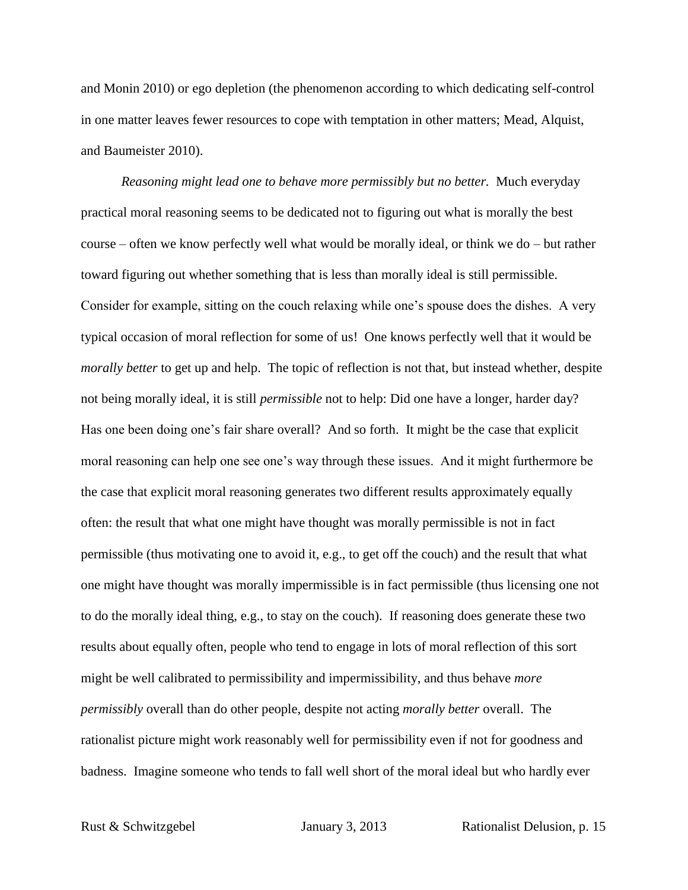and Monin 2010) or ego depletion (the phenomenon according to which dedicating self-control in one matter leaves fewer resources to cope with temptation in other matters; Mead, Alquist, and Baumeister 2010).

*Reasoning might lead one to behave more permissibly but no better.* Much everyday practical moral reasoning seems to be dedicated not to figuring out what is morally the best course – often we know perfectly well what would be morally ideal, or think we do – but rather toward figuring out whether something that is less than morally ideal is still permissible. Consider for example, sitting on the couch relaxing while one's spouse does the dishes. A very typical occasion of moral reflection for some of us! One knows perfectly well that it would be *morally better* to get up and help. The topic of reflection is not that, but instead whether, despite not being morally ideal, it is still *permissible* not to help: Did one have a longer, harder day? Has one been doing one's fair share overall? And so forth. It might be the case that explicit moral reasoning can help one see one's way through these issues. And it might furthermore be the case that explicit moral reasoning generates two different results approximately equally often: the result that what one might have thought was morally permissible is not in fact permissible (thus motivating one to avoid it, e.g., to get off the couch) and the result that what one might have thought was morally impermissible is in fact permissible (thus licensing one not to do the morally ideal thing, e.g., to stay on the couch). If reasoning does generate these two results about equally often, people who tend to engage in lots of moral reflection of this sort might be well calibrated to permissibility and impermissibility, and thus behave *more permissibly* overall than do other people, despite not acting *morally better* overall. The rationalist picture might work reasonably well for permissibility even if not for goodness and badness. Imagine someone who tends to fall well short of the moral ideal but who hardly ever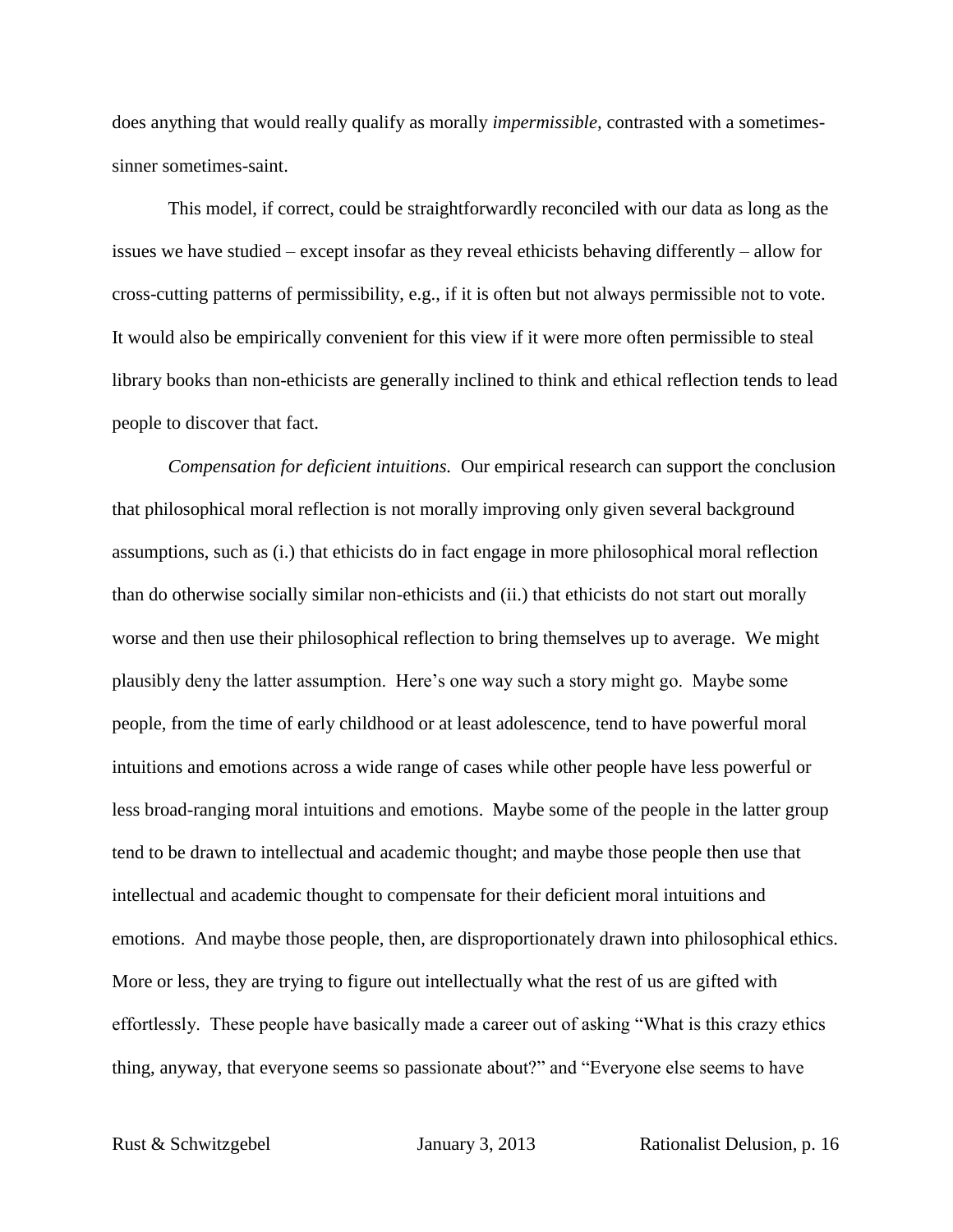does anything that would really qualify as morally *impermissible*, contrasted with a sometimes-sinner sometimes-saint.

This model, if correct, could be straightforwardly reconciled with our data as long as the issues we have studied – except insofar as they reveal ethicists behaving differently – allow for cross-cutting patterns of permissibility, e.g., if it is often but not always permissible not to vote. It would also be empirically convenient for this view if it were more often permissible to steal library books than non-ethicists are generally inclined to think and ethical reflection tends to lead people to discover that fact.

*Compensation for deficient intuitions.* Our empirical research can support the conclusion that philosophical moral reflection is not morally improving only given several background assumptions, such as (i.) that ethicists do in fact engage in more philosophical moral reflection than do otherwise socially similar non-ethicists and (ii.) that ethicists do not start out morally worse and then use their philosophical reflection to bring themselves up to average. We might plausibly deny the latter assumption. Here's one way such a story might go. Maybe some people, from the time of early childhood or at least adolescence, tend to have powerful moral intuitions and emotions across a wide range of cases while other people have less powerful or less broad-ranging moral intuitions and emotions. Maybe some of the people in the latter group tend to be drawn to intellectual and academic thought; and maybe those people then use that intellectual and academic thought to compensate for their deficient moral intuitions and emotions. And maybe those people, then, are disproportionately drawn into philosophical ethics. More or less, they are trying to figure out intellectually what the rest of us are gifted with effortlessly. These people have basically made a career out of asking "What is this crazy ethics thing, anyway, that everyone seems so passionate about?" and "Everyone else seems to have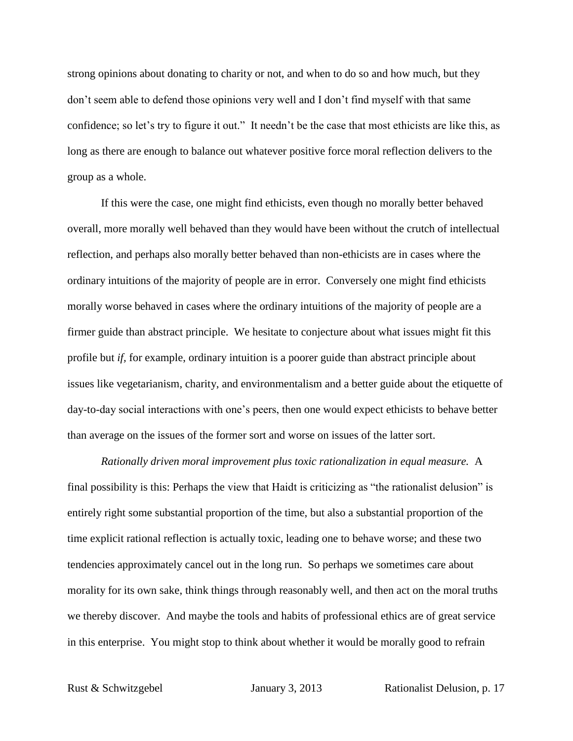strong opinions about donating to charity or not, and when to do so and how much, but they don't seem able to defend those opinions very well and I don't find myself with that same confidence; so let's try to figure it out." It needn't be the case that most ethicists are like this, as long as there are enough to balance out whatever positive force moral reflection delivers to the group as a whole.

If this were the case, one might find ethicists, even though no morally better behaved overall, more morally well behaved than they would have been without the crutch of intellectual reflection, and perhaps also morally better behaved than non-ethicists are in cases where the ordinary intuitions of the majority of people are in error. Conversely one might find ethicists morally worse behaved in cases where the ordinary intuitions of the majority of people are a firmer guide than abstract principle. We hesitate to conjecture about what issues might fit this profile but *if*, for example, ordinary intuition is a poorer guide than abstract principle about issues like vegetarianism, charity, and environmentalism and a better guide about the etiquette of day-to-day social interactions with one's peers, then one would expect ethicists to behave better than average on the issues of the former sort and worse on issues of the latter sort.

*Rationally driven moral improvement plus toxic rationalization in equal measure.* A final possibility is this: Perhaps the view that Haidt is criticizing as "the rationalist delusion" is entirely right some substantial proportion of the time, but also a substantial proportion of the time explicit rational reflection is actually toxic, leading one to behave worse; and these two tendencies approximately cancel out in the long run. So perhaps we sometimes care about morality for its own sake, think things through reasonably well, and then act on the moral truths we thereby discover. And maybe the tools and habits of professional ethics are of great service in this enterprise. You might stop to think about whether it would be morally good to refrain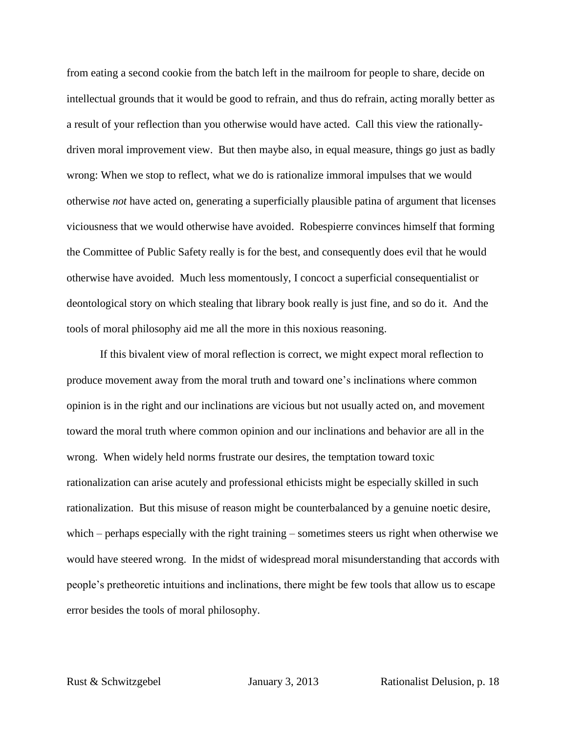from eating a second cookie from the batch left in the mailroom for people to share, decide on intellectual grounds that it would be good to refrain, and thus do refrain, acting morally better as a result of your reflection than you otherwise would have acted. Call this view the rationally-driven moral improvement view. But then maybe also, in equal measure, things go just as badly wrong: When we stop to reflect, what we do is rationalize immoral impulses that we would otherwise *not* have acted on, generating a superficially plausible patina of argument that licenses viciousness that we would otherwise have avoided. Robespierre convinces himself that forming the Committee of Public Safety really is for the best, and consequently does evil that he would otherwise have avoided. Much less momentously, I concoct a superficial consequentialist or deontological story on which stealing that library book really is just fine, and so do it. And the tools of moral philosophy aid me all the more in this noxious reasoning.

If this bivalent view of moral reflection is correct, we might expect moral reflection to produce movement away from the moral truth and toward one's inclinations where common opinion is in the right and our inclinations are vicious but not usually acted on, and movement toward the moral truth where common opinion and our inclinations and behavior are all in the wrong. When widely held norms frustrate our desires, the temptation toward toxic rationalization can arise acutely and professional ethicists might be especially skilled in such rationalization. But this misuse of reason might be counterbalanced by a genuine noetic desire, which – perhaps especially with the right training – sometimes steers us right when otherwise we would have steered wrong. In the midst of widespread moral misunderstanding that accords with people's pretheoretic intuitions and inclinations, there might be few tools that allow us to escape error besides the tools of moral philosophy.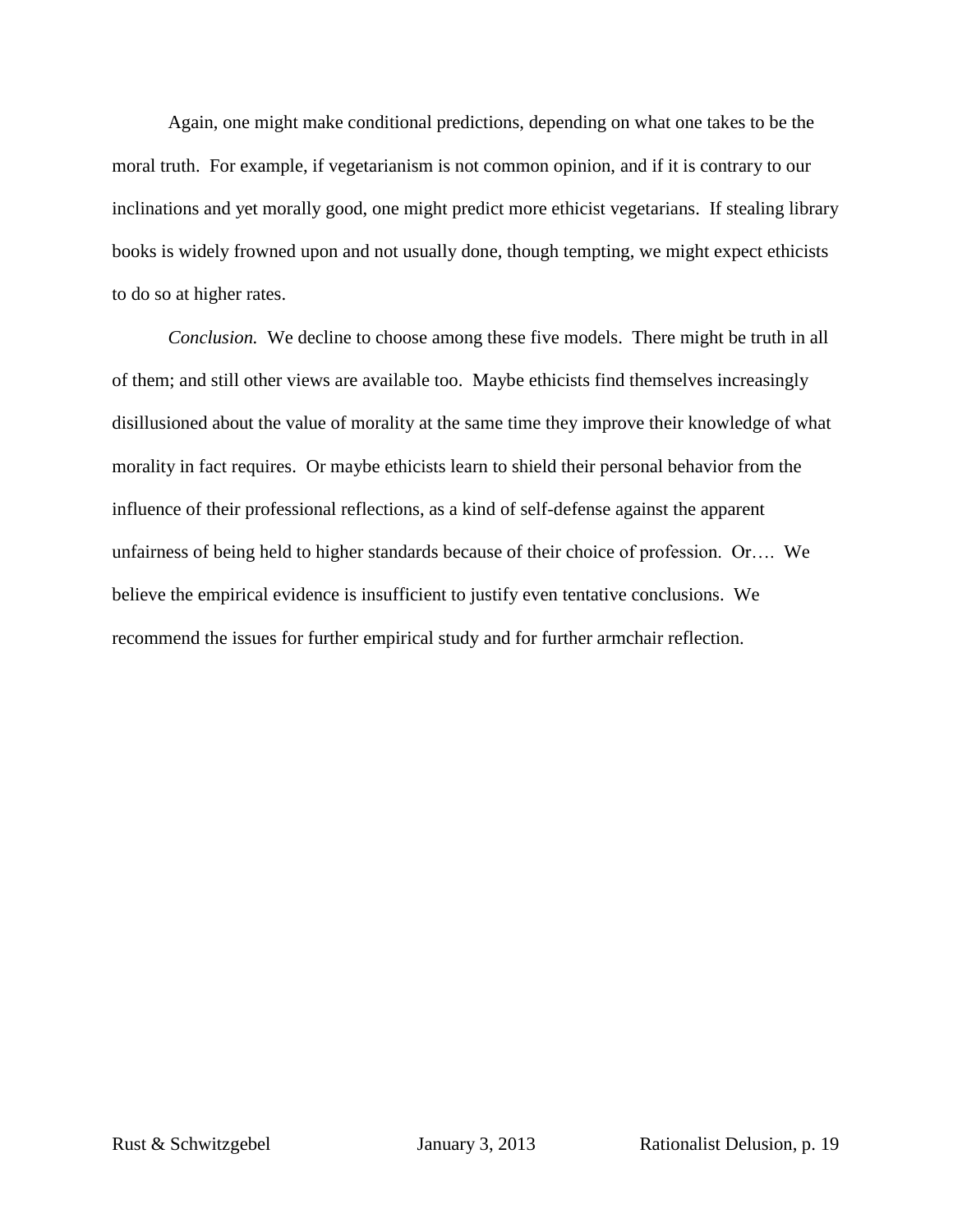Again, one might make conditional predictions, depending on what one takes to be the moral truth. For example, if vegetarianism is not common opinion, and if it is contrary to our inclinations and yet morally good, one might predict more ethicist vegetarians. If stealing library books is widely frowned upon and not usually done, though tempting, we might expect ethicists to do so at higher rates.

*Conclusion.* We decline to choose among these five models. There might be truth in all of them; and still other views are available too. Maybe ethicists find themselves increasingly disillusioned about the value of morality at the same time they improve their knowledge of what morality in fact requires. Or maybe ethicists learn to shield their personal behavior from the influence of their professional reflections, as a kind of self-defense against the apparent unfairness of being held to higher standards because of their choice of profession. Or…. We believe the empirical evidence is insufficient to justify even tentative conclusions. We recommend the issues for further empirical study and for further armchair reflection.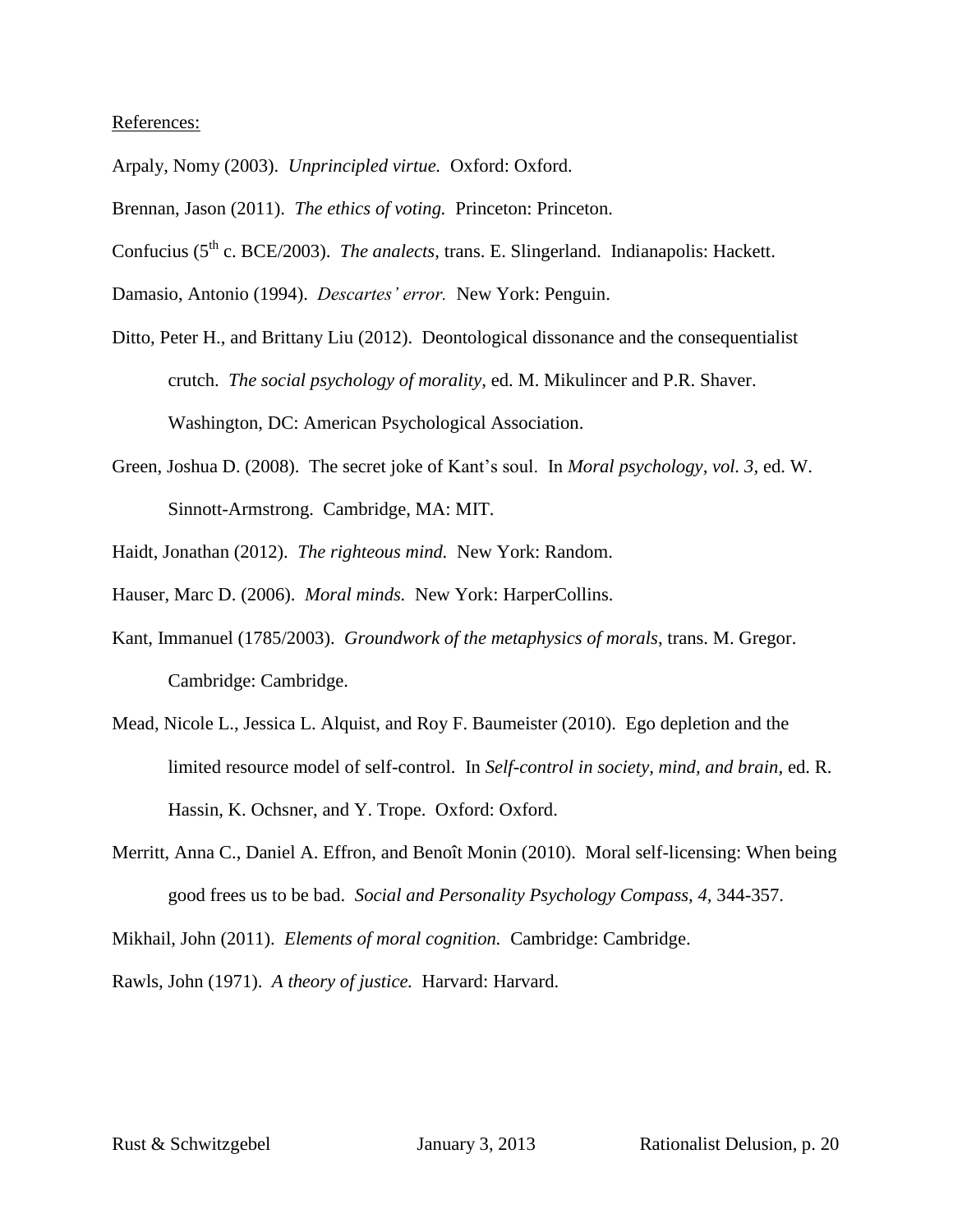References:

Arpaly, Nomy (2003). *Unprincipled virtue.* Oxford: Oxford.

Brennan, Jason (2011). *The ethics of voting.* Princeton: Princeton.

Confucius (5th c. BCE/2003). *The analects*, trans. E. Slingerland. Indianapolis: Hackett.

Damasio, Antonio (1994). *Descartes' error.* New York: Penguin.

Ditto, Peter H., and Brittany Liu (2012). Deontological dissonance and the consequentialist crutch. *The social psychology of morality*, ed. M. Mikulincer and P.R. Shaver. Washington, DC: American Psychological Association.

Green, Joshua D. (2008). The secret joke of Kant's soul. In *Moral psychology, vol. 3*, ed. W. Sinnott-Armstrong. Cambridge, MA: MIT.

Haidt, Jonathan (2012). *The righteous mind.* New York: Random.

Hauser, Marc D. (2006). *Moral minds.* New York: HarperCollins.

Kant, Immanuel (1785/2003). *Groundwork of the metaphysics of morals*, trans. M. Gregor. Cambridge: Cambridge.

Mead, Nicole L., Jessica L. Alquist, and Roy F. Baumeister (2010). Ego depletion and the limited resource model of self-control. In *Self-control in society, mind, and brain*, ed. R. Hassin, K. Ochsner, and Y. Trope. Oxford: Oxford.

Merritt, Anna C., Daniel A. Effron, and Benoît Monin (2010). Moral self-licensing: When being good frees us to be bad. *Social and Personality Psychology Compass, 4,* 344-357.

Mikhail, John (2011). *Elements of moral cognition.* Cambridge: Cambridge.

Rawls, John (1971). *A theory of justice.* Harvard: Harvard.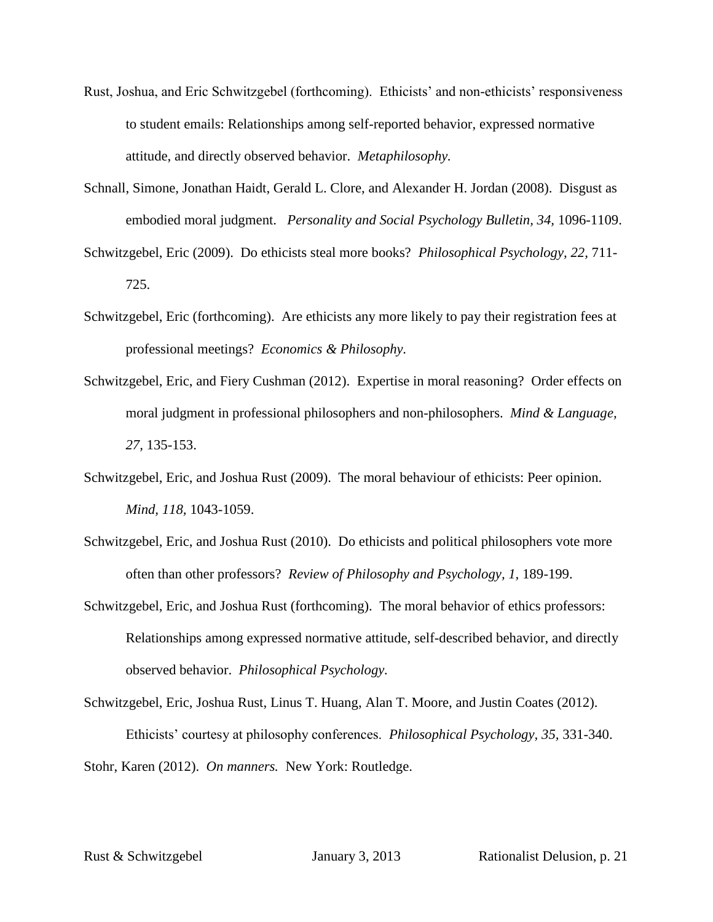Rust, Joshua, and Eric Schwitzgebel (forthcoming). Ethicists' and non-ethicists' responsiveness to student emails: Relationships among self-reported behavior, expressed normative attitude, and directly observed behavior. *Metaphilosophy.*

Schnall, Simone, Jonathan Haidt, Gerald L. Clore, and Alexander H. Jordan (2008). Disgust as embodied moral judgment. *Personality and Social Psychology Bulletin, 34,* 1096-1109.

Schwitzgebel, Eric (2009). Do ethicists steal more books? *Philosophical Psychology, 22,* 711-725.

Schwitzgebel, Eric (forthcoming). Are ethicists any more likely to pay their registration fees at professional meetings? *Economics & Philosophy.*

Schwitzgebel, Eric, and Fiery Cushman (2012). Expertise in moral reasoning? Order effects on moral judgment in professional philosophers and non-philosophers. *Mind & Language, 27,* 135-153.

Schwitzgebel, Eric, and Joshua Rust (2009). The moral behaviour of ethicists: Peer opinion. *Mind, 118,* 1043-1059.

Schwitzgebel, Eric, and Joshua Rust (2010). Do ethicists and political philosophers vote more often than other professors? *Review of Philosophy and Psychology, 1,* 189-199.

Schwitzgebel, Eric, and Joshua Rust (forthcoming). The moral behavior of ethics professors: Relationships among expressed normative attitude, self-described behavior, and directly observed behavior. *Philosophical Psychology.*

Schwitzgebel, Eric, Joshua Rust, Linus T. Huang, Alan T. Moore, and Justin Coates (2012). Ethicists' courtesy at philosophy conferences. *Philosophical Psychology, 35,* 331-340.

Stohr, Karen (2012). *On manners.* New York: Routledge.